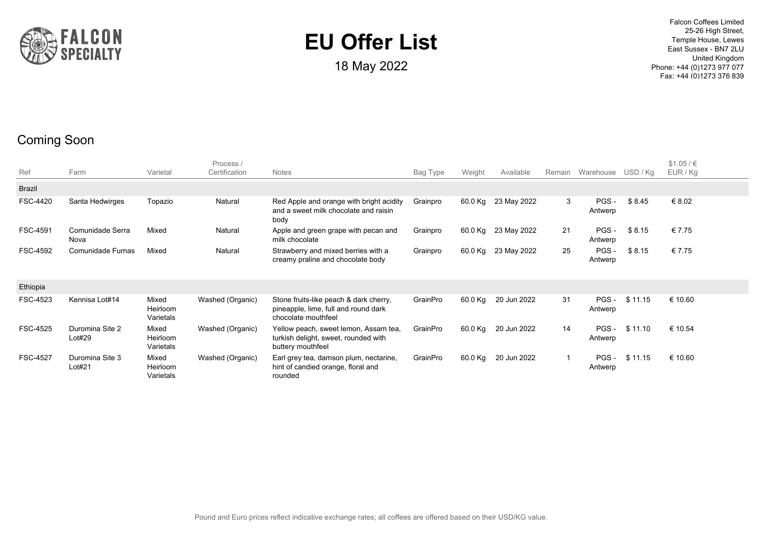# EU Offer List

18 May 2022

Falcon Coffees Limited
25-26 High Street,
Temple House, Lewes
East Sussex - BN7 2LU
United Kingdom
Phone: +44 (0)1273 977 077
Fax: +44 (0)1273 376 839

## Coming Soon

| Ref | Farm | Varietal | Process / Certification | Notes | Bag Type | Weight | Available | Remain | Warehouse | USD / Kg | $1.05 / € EUR / Kg |
|---|---|---|---|---|---|---|---|---|---|---|---|
| Brazil | | | | | | | | | | | |
| FSC-4420 | Santa Hedwirges | Topazio | Natural | Red Apple and orange with bright acidity and a sweet milk chocolate and raisin body | Grainpro | 60.0 Kg | 23 May 2022 | 3 | PGS - Antwerp | $ 8.45 | € 8.02 |
| FSC-4591 | Comunidade Serra Nova | Mixed | Natural | Apple and green grape with pecan and milk chocolate | Grainpro | 60.0 Kg | 23 May 2022 | 21 | PGS - Antwerp | $ 8.15 | € 7.75 |
| FSC-4592 | Comunidade Furnas | Mixed | Natural | Strawberry and mixed berries with a creamy praline and chocolate body | Grainpro | 60.0 Kg | 23 May 2022 | 25 | PGS - Antwerp | $ 8.15 | € 7.75 |
| Ethiopia | | | | | | | | | | | |
| FSC-4523 | Kennisa Lot#14 | Mixed Heirloom Varietals | Washed (Organic) | Stone fruits-like peach & dark cherry, pineapple, lime, full and round dark chocolate mouthfeel | GrainPro | 60.0 Kg | 20 Jun 2022 | 31 | PGS - Antwerp | $ 11.15 | € 10.60 |
| FSC-4525 | Duromina Site 2 Lot#29 | Mixed Heirloom Varietals | Washed (Organic) | Yellow peach, sweet lemon, Assam tea, turkish delight, sweet, rounded with buttery mouthfeel | GrainPro | 60.0 Kg | 20 Jun 2022 | 14 | PGS - Antwerp | $ 11.10 | € 10.54 |
| FSC-4527 | Duromina Site 3 Lot#21 | Mixed Heirloom Varietals | Washed (Organic) | Earl grey tea, damson plum, nectarine, hint of candied orange, floral and rounded | GrainPro | 60.0 Kg | 20 Jun 2022 | 1 | PGS - Antwerp | $ 11.15 | € 10.60 |

Pound and Euro prices reflect indicative exchange rates; all coffees are offered based on their USD/KG value.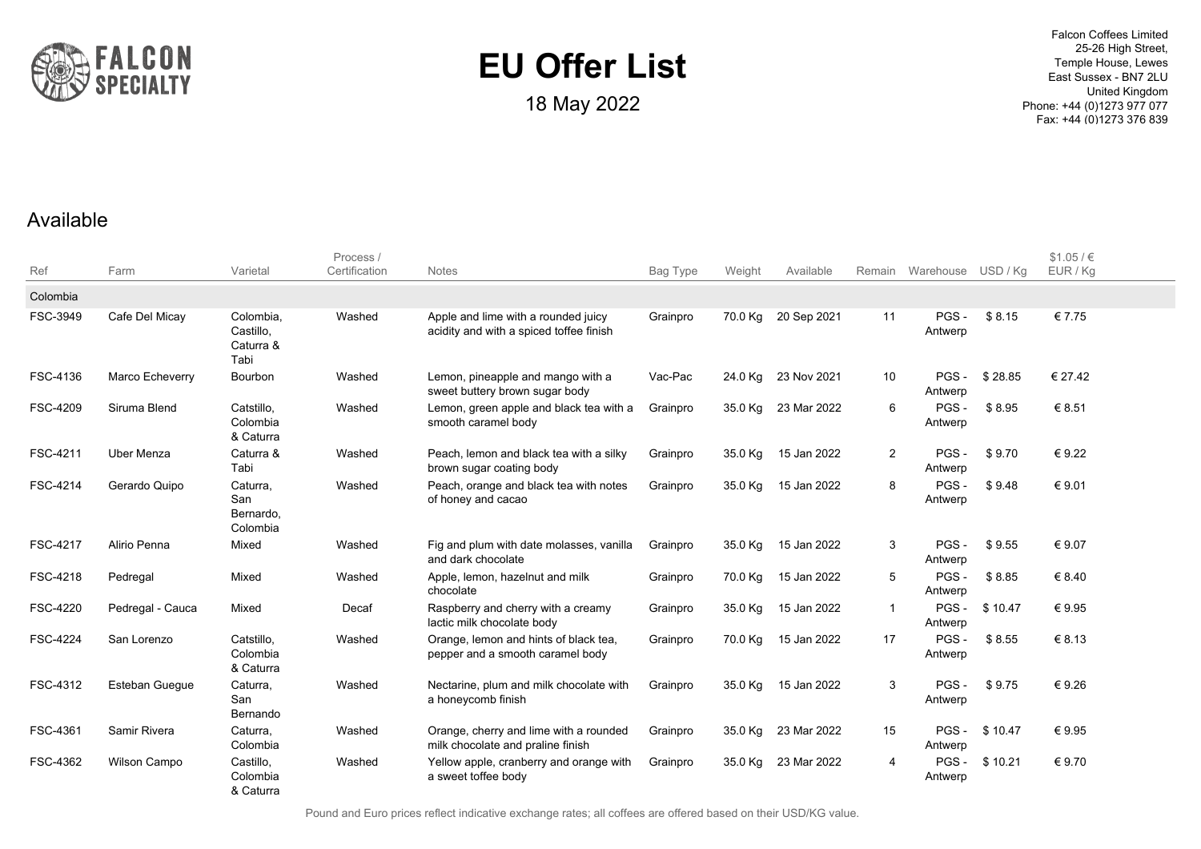# EU Offer List

18 May 2022

Falcon Coffees Limited
25-26 High Street,
Temple House, Lewes
East Sussex - BN7 2LU
United Kingdom
Phone: +44 (0)1273 977 077
Fax: +44 (0)1273 376 839

## Available

| Ref | Farm | Varietal | Process / Certification | Notes | Bag Type | Weight | Available | Remain | Warehouse | USD / Kg | $1.05 / € EUR / Kg |
|---|---|---|---|---|---|---|---|---|---|---|---|
| **Colombia** | | | | | | | | | | | |
| FSC-3949 | Cafe Del Micay | Colombia, Castillo, Caturra & Tabi | Washed | Apple and lime with a rounded juicy acidity and with a spiced toffee finish | Grainpro | 70.0 Kg | 20 Sep 2021 | 11 | PGS - Antwerp | $ 8.15 | € 7.75 |
| FSC-4136 | Marco Echeverry | Bourbon | Washed | Lemon, pineapple and mango with a sweet buttery brown sugar body | Vac-Pac | 24.0 Kg | 23 Nov 2021 | 10 | PGS - Antwerp | $ 28.85 | € 27.42 |
| FSC-4209 | Siruma Blend | Catstillo, Colombia & Caturra | Washed | Lemon, green apple and black tea with a smooth caramel body | Grainpro | 35.0 Kg | 23 Mar 2022 | 6 | PGS - Antwerp | $ 8.95 | € 8.51 |
| FSC-4211 | Uber Menza | Caturra & Tabi | Washed | Peach, lemon and black tea with a silky brown sugar coating body | Grainpro | 35.0 Kg | 15 Jan 2022 | 2 | PGS - Antwerp | $ 9.70 | € 9.22 |
| FSC-4214 | Gerardo Quipo | Caturra, San Bernardo, Colombia | Washed | Peach, orange and black tea with notes of honey and cacao | Grainpro | 35.0 Kg | 15 Jan 2022 | 8 | PGS - Antwerp | $ 9.48 | € 9.01 |
| FSC-4217 | Alirio Penna | Mixed | Washed | Fig and plum with date molasses, vanilla and dark chocolate | Grainpro | 35.0 Kg | 15 Jan 2022 | 3 | PGS - Antwerp | $ 9.55 | € 9.07 |
| FSC-4218 | Pedregal | Mixed | Washed | Apple, lemon, hazelnut and milk chocolate | Grainpro | 70.0 Kg | 15 Jan 2022 | 5 | PGS - Antwerp | $ 8.85 | € 8.40 |
| FSC-4220 | Pedregal - Cauca | Mixed | Decaf | Raspberry and cherry with a creamy lactic milk chocolate body | Grainpro | 35.0 Kg | 15 Jan 2022 | 1 | PGS - Antwerp | $ 10.47 | € 9.95 |
| FSC-4224 | San Lorenzo | Catstillo, Colombia & Caturra | Washed | Orange, lemon and hints of black tea, pepper and a smooth caramel body | Grainpro | 70.0 Kg | 15 Jan 2022 | 17 | PGS - Antwerp | $ 8.55 | € 8.13 |
| FSC-4312 | Esteban Guegue | Caturra, San Bernando | Washed | Nectarine, plum and milk chocolate with a honeycomb finish | Grainpro | 35.0 Kg | 15 Jan 2022 | 3 | PGS - Antwerp | $ 9.75 | € 9.26 |
| FSC-4361 | Samir Rivera | Caturra, Colombia | Washed | Orange, cherry and lime with a rounded milk chocolate and praline finish | Grainpro | 35.0 Kg | 23 Mar 2022 | 15 | PGS - Antwerp | $ 10.47 | € 9.95 |
| FSC-4362 | Wilson Campo | Castillo, Colombia & Caturra | Washed | Yellow apple, cranberry and orange with a sweet toffee body | Grainpro | 35.0 Kg | 23 Mar 2022 | 4 | PGS - Antwerp | $ 10.21 | € 9.70 |

Pound and Euro prices reflect indicative exchange rates; all coffees are offered based on their USD/KG value.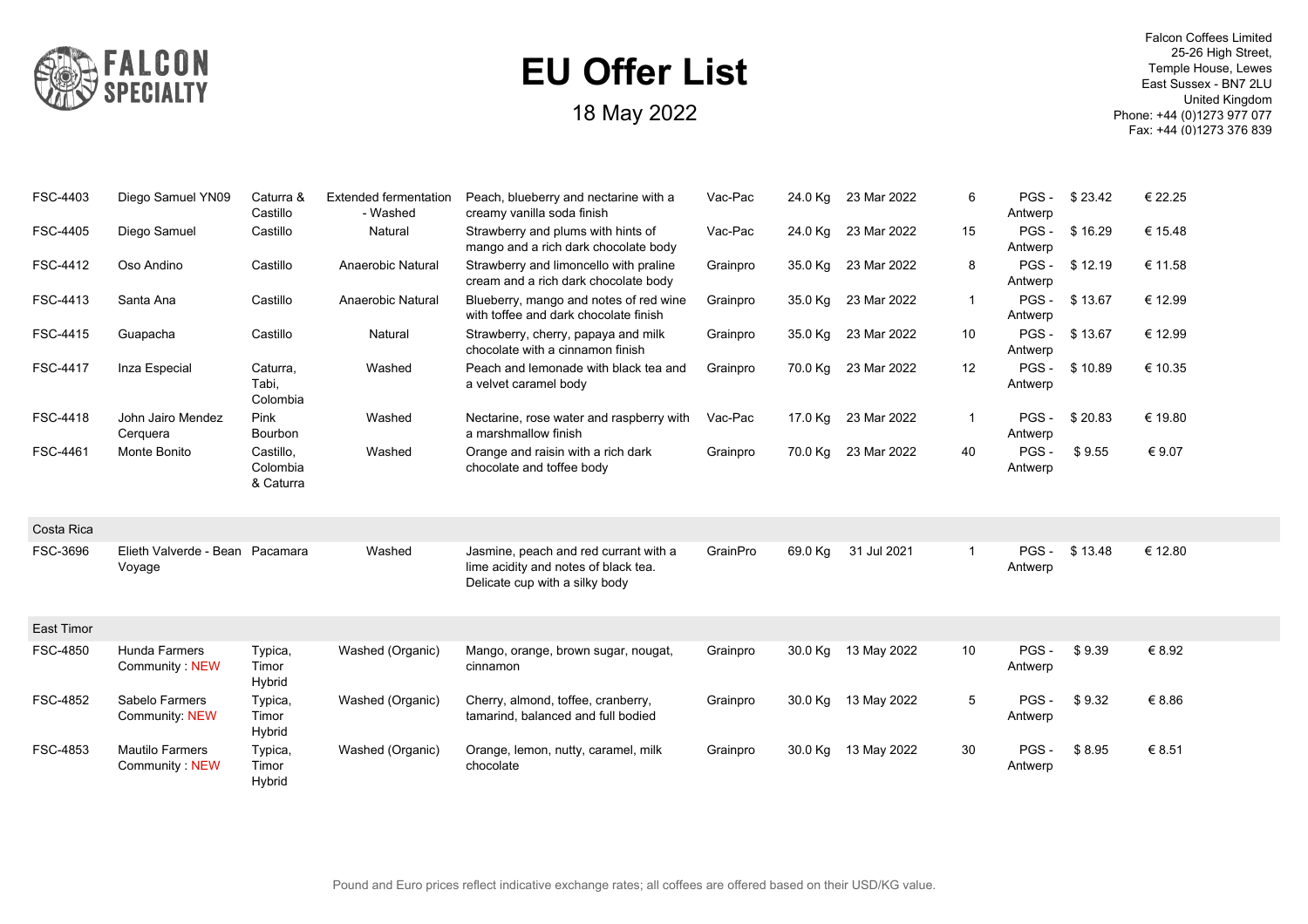# EU Offer List

18 May 2022

Falcon Coffees Limited
25-26 High Street,
Temple House, Lewes
East Sussex - BN7 2LU
United Kingdom
Phone: +44 (0)1273 977 077
Fax: +44 (0)1273 376 839

| | | | | | | | | | | | |
|---|---|---|---|---|---|---|---|---|---|---|---|
| FSC-4403 | Diego Samuel YN09 | Caturra & Castillo | Extended fermentation - Washed | Peach, blueberry and nectarine with a creamy vanilla soda finish | Vac-Pac | 24.0 Kg | 23 Mar 2022 | 6 | PGS - Antwerp | $ 23.42 | € 22.25 |
| FSC-4405 | Diego Samuel | Castillo | Natural | Strawberry and plums with hints of mango and a rich dark chocolate body | Vac-Pac | 24.0 Kg | 23 Mar 2022 | 15 | PGS - Antwerp | $ 16.29 | € 15.48 |
| FSC-4412 | Oso Andino | Castillo | Anaerobic Natural | Strawberry and limoncello with praline cream and a rich dark chocolate body | Grainpro | 35.0 Kg | 23 Mar 2022 | 8 | PGS - Antwerp | $ 12.19 | € 11.58 |
| FSC-4413 | Santa Ana | Castillo | Anaerobic Natural | Blueberry, mango and notes of red wine with toffee and dark chocolate finish | Grainpro | 35.0 Kg | 23 Mar 2022 | 1 | PGS - Antwerp | $ 13.67 | € 12.99 |
| FSC-4415 | Guapacha | Castillo | Natural | Strawberry, cherry, papaya and milk chocolate with a cinnamon finish | Grainpro | 35.0 Kg | 23 Mar 2022 | 10 | PGS - Antwerp | $ 13.67 | € 12.99 |
| FSC-4417 | Inza Especial | Caturra, Tabi, Colombia | Washed | Peach and lemonade with black tea and a velvet caramel body | Grainpro | 70.0 Kg | 23 Mar 2022 | 12 | PGS - Antwerp | $ 10.89 | € 10.35 |
| FSC-4418 | John Jairo Mendez Cerquera | Pink Bourbon | Washed | Nectarine, rose water and raspberry with a marshmallow finish | Vac-Pac | 17.0 Kg | 23 Mar 2022 | 1 | PGS - Antwerp | $ 20.83 | € 19.80 |
| FSC-4461 | Monte Bonito | Castillo, Colombia & Caturra | Washed | Orange and raisin with a rich dark chocolate and toffee body | Grainpro | 70.0 Kg | 23 Mar 2022 | 40 | PGS - Antwerp | $ 9.55 | € 9.07 |
| **Costa Rica** | | | | | | | | | | | |
| FSC-3696 | Elieth Valverde - Bean Voyage | Pacamara | Washed | Jasmine, peach and red currant with a lime acidity and notes of black tea. Delicate cup with a silky body | GrainPro | 69.0 Kg | 31 Jul 2021 | 1 | PGS - Antwerp | $ 13.48 | € 12.80 |
| **East Timor** | | | | | | | | | | | |
| FSC-4850 | Hunda Farmers Community : NEW | Typica, Timor Hybrid | Washed (Organic) | Mango, orange, brown sugar, nougat, cinnamon | Grainpro | 30.0 Kg | 13 May 2022 | 10 | PGS - Antwerp | $ 9.39 | € 8.92 |
| FSC-4852 | Sabelo Farmers Community: NEW | Typica, Timor Hybrid | Washed (Organic) | Cherry, almond, toffee, cranberry, tamarind, balanced and full bodied | Grainpro | 30.0 Kg | 13 May 2022 | 5 | PGS - Antwerp | $ 9.32 | € 8.86 |
| FSC-4853 | Mautilo Farmers Community : NEW | Typica, Timor Hybrid | Washed (Organic) | Orange, lemon, nutty, caramel, milk chocolate | Grainpro | 30.0 Kg | 13 May 2022 | 30 | PGS - Antwerp | $ 8.95 | € 8.51 |

Pound and Euro prices reflect indicative exchange rates; all coffees are offered based on their USD/KG value.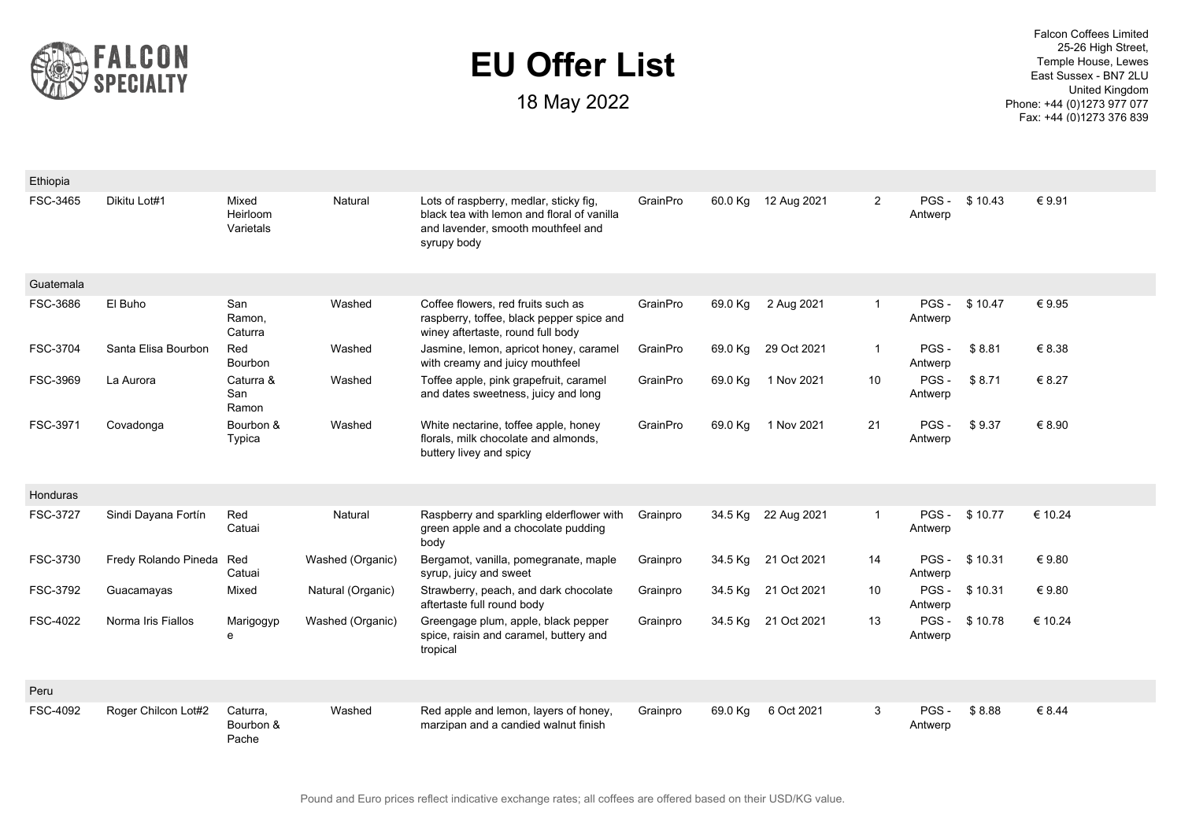# EU Offer List

18 May 2022

Falcon Coffees Limited
25-26 High Street,
Temple House, Lewes
East Sussex - BN7 2LU
United Kingdom
Phone: +44 (0)1273 977 077
Fax: +44 (0)1273 376 839

| | | | | | | | | | | | |
|---|---|---|---|---|---|---|---|---|---|---|---|
| **Ethiopia** | | | | | | | | | | | |
| FSC-3465 | Dikitu Lot#1 | Mixed Heirloom Varietals | Natural | Lots of raspberry, medlar, sticky fig, black tea with lemon and floral of vanilla and lavender, smooth mouthfeel and syrupy body | GrainPro | 60.0 Kg | 12 Aug 2021 | 2 | PGS - Antwerp | $ 10.43 | € 9.91 |
| **Guatemala** | | | | | | | | | | | |
| FSC-3686 | El Buho | San Ramon, Caturra | Washed | Coffee flowers, red fruits such as raspberry, toffee, black pepper spice and winey aftertaste, round full body | GrainPro | 69.0 Kg | 2 Aug 2021 | 1 | PGS - Antwerp | $ 10.47 | € 9.95 |
| FSC-3704 | Santa Elisa Bourbon | Red Bourbon | Washed | Jasmine, lemon, apricot honey, caramel with creamy and juicy mouthfeel | GrainPro | 69.0 Kg | 29 Oct 2021 | 1 | PGS - Antwerp | $ 8.81 | € 8.38 |
| FSC-3969 | La Aurora | Caturra & San Ramon | Washed | Toffee apple, pink grapefruit, caramel and dates sweetness, juicy and long | GrainPro | 69.0 Kg | 1 Nov 2021 | 10 | PGS - Antwerp | $ 8.71 | € 8.27 |
| FSC-3971 | Covadonga | Bourbon & Typica | Washed | White nectarine, toffee apple, honey florals, milk chocolate and almonds, buttery livey and spicy | GrainPro | 69.0 Kg | 1 Nov 2021 | 21 | PGS - Antwerp | $ 9.37 | € 8.90 |
| **Honduras** | | | | | | | | | | | |
| FSC-3727 | Sindi Dayana Fortín | Red Catuai | Natural | Raspberry and sparkling elderflower with green apple and a chocolate pudding body | Grainpro | 34.5 Kg | 22 Aug 2021 | 1 | PGS - Antwerp | $ 10.77 | € 10.24 |
| FSC-3730 | Fredy Rolando Pineda | Red Catuai | Washed (Organic) | Bergamot, vanilla, pomegranate, maple syrup, juicy and sweet | Grainpro | 34.5 Kg | 21 Oct 2021 | 14 | PGS - Antwerp | $ 10.31 | € 9.80 |
| FSC-3792 | Guacamayas | Mixed | Natural (Organic) | Strawberry, peach, and dark chocolate aftertaste full round body | Grainpro | 34.5 Kg | 21 Oct 2021 | 10 | PGS - Antwerp | $ 10.31 | € 9.80 |
| FSC-4022 | Norma Iris Fiallos | Marigogype | Washed (Organic) | Greengage plum, apple, black pepper spice, raisin and caramel, buttery and tropical | Grainpro | 34.5 Kg | 21 Oct 2021 | 13 | PGS - Antwerp | $ 10.78 | € 10.24 |
| **Peru** | | | | | | | | | | | |
| FSC-4092 | Roger Chilcon Lot#2 | Caturra, Bourbon & Pache | Washed | Red apple and lemon, layers of honey, marzipan and a candied walnut finish | Grainpro | 69.0 Kg | 6 Oct 2021 | 3 | PGS - Antwerp | $ 8.88 | € 8.44 |

Pound and Euro prices reflect indicative exchange rates; all coffees are offered based on their USD/KG value.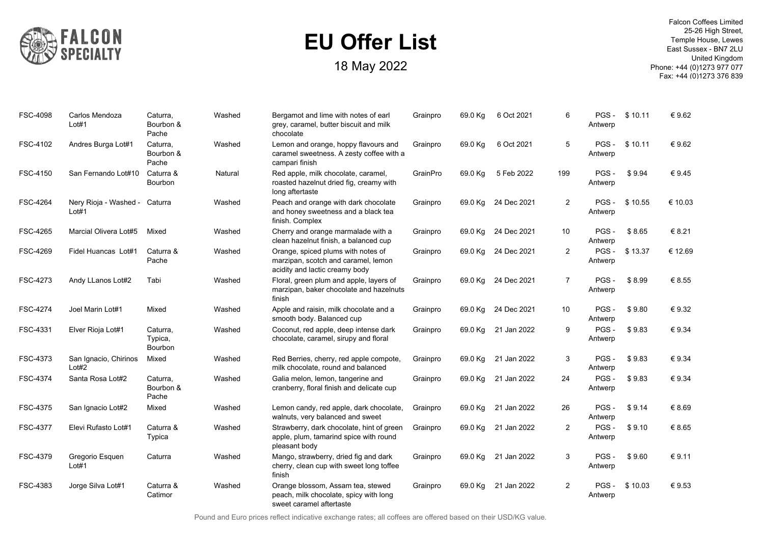# EU Offer List

18 May 2022

Falcon Coffees Limited
25-26 High Street,
Temple House, Lewes
East Sussex - BN7 2LU
United Kingdom
Phone: +44 (0)1273 977 077
Fax: +44 (0)1273 376 839

| | | | | | | | | | | | |
|---|---|---|---|---|---|---|---|---|---|---|---|
| FSC-4098 | Carlos Mendoza Lot#1 | Caturra, Bourbon & Pache | Washed | Bergamot and lime with notes of earl grey, caramel, butter biscuit and milk chocolate | Grainpro | 69.0 Kg | 6 Oct 2021 | 6 | PGS - Antwerp | $ 10.11 | € 9.62 |
| FSC-4102 | Andres Burga Lot#1 | Caturra, Bourbon & Pache | Washed | Lemon and orange, hoppy flavours and caramel sweetness. A zesty coffee with a campari finish | Grainpro | 69.0 Kg | 6 Oct 2021 | 5 | PGS - Antwerp | $ 10.11 | € 9.62 |
| FSC-4150 | San Fernando Lot#10 | Caturra & Bourbon | Natural | Red apple, milk chocolate, caramel, roasted hazelnut dried fig, creamy with long aftertaste | GrainPro | 69.0 Kg | 5 Feb 2022 | 199 | PGS - Antwerp | $ 9.94 | € 9.45 |
| FSC-4264 | Nery Rioja - Washed - Lot#1 | Caturra | Washed | Peach and orange with dark chocolate and honey sweetness and a black tea finish. Complex | Grainpro | 69.0 Kg | 24 Dec 2021 | 2 | PGS - Antwerp | $ 10.55 | € 10.03 |
| FSC-4265 | Marcial Olivera Lot#5 | Mixed | Washed | Cherry and orange marmalade with a clean hazelnut finish, a balanced cup | Grainpro | 69.0 Kg | 24 Dec 2021 | 10 | PGS - Antwerp | $ 8.65 | € 8.21 |
| FSC-4269 | Fidel Huancas Lot#1 | Caturra & Pache | Washed | Orange, spiced plums with notes of marzipan, scotch and caramel, lemon acidity and lactic creamy body | Grainpro | 69.0 Kg | 24 Dec 2021 | 2 | PGS - Antwerp | $ 13.37 | € 12.69 |
| FSC-4273 | Andy LLanos Lot#2 | Tabi | Washed | Floral, green plum and apple, layers of marzipan, baker chocolate and hazelnuts finish | Grainpro | 69.0 Kg | 24 Dec 2021 | 7 | PGS - Antwerp | $ 8.99 | € 8.55 |
| FSC-4274 | Joel Marin Lot#1 | Mixed | Washed | Apple and raisin, milk chocolate and a smooth body. Balanced cup | Grainpro | 69.0 Kg | 24 Dec 2021 | 10 | PGS - Antwerp | $ 9.80 | € 9.32 |
| FSC-4331 | Elver Rioja Lot#1 | Caturra, Typica, Bourbon | Washed | Coconut, red apple, deep intense dark chocolate, caramel, sirupy and floral | Grainpro | 69.0 Kg | 21 Jan 2022 | 9 | PGS - Antwerp | $ 9.83 | € 9.34 |
| FSC-4373 | San Ignacio, Chirinos Lot#2 | Mixed | Washed | Red Berries, cherry, red apple compote, milk chocolate, round and balanced | Grainpro | 69.0 Kg | 21 Jan 2022 | 3 | PGS - Antwerp | $ 9.83 | € 9.34 |
| FSC-4374 | Santa Rosa Lot#2 | Caturra, Bourbon & Pache | Washed | Galia melon, lemon, tangerine and cranberry, floral finish and delicate cup | Grainpro | 69.0 Kg | 21 Jan 2022 | 24 | PGS - Antwerp | $ 9.83 | € 9.34 |
| FSC-4375 | San Ignacio Lot#2 | Mixed | Washed | Lemon candy, red apple, dark chocolate, walnuts, very balanced and sweet | Grainpro | 69.0 Kg | 21 Jan 2022 | 26 | PGS - Antwerp | $ 9.14 | € 8.69 |
| FSC-4377 | Elevi Rufasto Lot#1 | Caturra & Typica | Washed | Strawberry, dark chocolate, hint of green apple, plum, tamarind spice with round pleasant body | Grainpro | 69.0 Kg | 21 Jan 2022 | 2 | PGS - Antwerp | $ 9.10 | € 8.65 |
| FSC-4379 | Gregorio Esquen Lot#1 | Caturra | Washed | Mango, strawberry, dried fig and dark cherry, clean cup with sweet long toffee finish | Grainpro | 69.0 Kg | 21 Jan 2022 | 3 | PGS - Antwerp | $ 9.60 | € 9.11 |
| FSC-4383 | Jorge Silva Lot#1 | Caturra & Catimor | Washed | Orange blossom, Assam tea, stewed peach, milk chocolate, spicy with long sweet caramel aftertaste | Grainpro | 69.0 Kg | 21 Jan 2022 | 2 | PGS - Antwerp | $ 10.03 | € 9.53 |

Pound and Euro prices reflect indicative exchange rates; all coffees are offered based on their USD/KG value.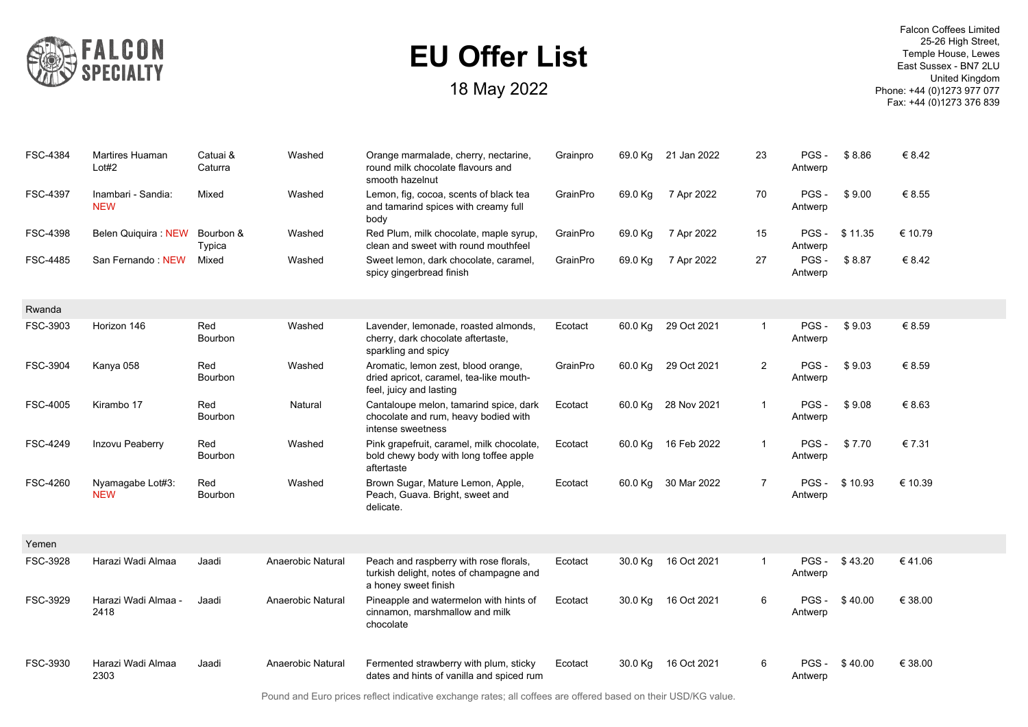# EU Offer List

18 May 2022

Falcon Coffees Limited
25-26 High Street,
Temple House, Lewes
East Sussex - BN7 2LU
United Kingdom
Phone: +44 (0)1273 977 077
Fax: +44 (0)1273 376 839

| | | | | | | | | | | | |
|---|---|---|---|---|---|---|---|---|---|---|---|
| FSC-4384 | Martires Huaman Lot#2 | Catuai & Caturra | Washed | Orange marmalade, cherry, nectarine, round milk chocolate flavours and smooth hazelnut | Grainpro | 69.0 Kg | 21 Jan 2022 | 23 | PGS - Antwerp | $ 8.86 | € 8.42 |
| FSC-4397 | Inambari - Sandia: NEW | Mixed | Washed | Lemon, fig, cocoa, scents of black tea and tamarind spices with creamy full body | GrainPro | 69.0 Kg | 7 Apr 2022 | 70 | PGS - Antwerp | $ 9.00 | € 8.55 |
| FSC-4398 | Belen Quiquira : NEW | Bourbon & Typica | Washed | Red Plum, milk chocolate, maple syrup, clean and sweet with round mouthfeel | GrainPro | 69.0 Kg | 7 Apr 2022 | 15 | PGS - Antwerp | $ 11.35 | € 10.79 |
| FSC-4485 | San Fernando : NEW | Mixed | Washed | Sweet lemon, dark chocolate, caramel, spicy gingerbread finish | GrainPro | 69.0 Kg | 7 Apr 2022 | 27 | PGS - Antwerp | $ 8.87 | € 8.42 |
| **Rwanda** | | | | | | | | | | | |
| FSC-3903 | Horizon 146 | Red Bourbon | Washed | Lavender, lemonade, roasted almonds, cherry, dark chocolate aftertaste, sparkling and spicy | Ecotact | 60.0 Kg | 29 Oct 2021 | 1 | PGS - Antwerp | $ 9.03 | € 8.59 |
| FSC-3904 | Kanya 058 | Red Bourbon | Washed | Aromatic, lemon zest, blood orange, dried apricot, caramel, tea-like mouth-feel, juicy and lasting | GrainPro | 60.0 Kg | 29 Oct 2021 | 2 | PGS - Antwerp | $ 9.03 | € 8.59 |
| FSC-4005 | Kirambo 17 | Red Bourbon | Natural | Cantaloupe melon, tamarind spice, dark chocolate and rum, heavy bodied with intense sweetness | Ecotact | 60.0 Kg | 28 Nov 2021 | 1 | PGS - Antwerp | $ 9.08 | € 8.63 |
| FSC-4249 | Inzovu Peaberry | Red Bourbon | Washed | Pink grapefruit, caramel, milk chocolate, bold chewy body with long toffee apple aftertaste | Ecotact | 60.0 Kg | 16 Feb 2022 | 1 | PGS - Antwerp | $ 7.70 | € 7.31 |
| FSC-4260 | Nyamagabe Lot#3: NEW | Red Bourbon | Washed | Brown Sugar, Mature Lemon, Apple, Peach, Guava. Bright, sweet and delicate. | Ecotact | 60.0 Kg | 30 Mar 2022 | 7 | PGS - Antwerp | $ 10.93 | € 10.39 |
| **Yemen** | | | | | | | | | | | |
| FSC-3928 | Harazi Wadi Almaa | Jaadi | Anaerobic Natural | Peach and raspberry with rose florals, turkish delight, notes of champagne and a honey sweet finish | Ecotact | 30.0 Kg | 16 Oct 2021 | 1 | PGS - Antwerp | $ 43.20 | € 41.06 |
| FSC-3929 | Harazi Wadi Almaa - 2418 | Jaadi | Anaerobic Natural | Pineapple and watermelon with hints of cinnamon, marshmallow and milk chocolate | Ecotact | 30.0 Kg | 16 Oct 2021 | 6 | PGS - Antwerp | $ 40.00 | € 38.00 |
| FSC-3930 | Harazi Wadi Almaa 2303 | Jaadi | Anaerobic Natural | Fermented strawberry with plum, sticky dates and hints of vanilla and spiced rum | Ecotact | 30.0 Kg | 16 Oct 2021 | 6 | PGS - Antwerp | $ 40.00 | € 38.00 |

Pound and Euro prices reflect indicative exchange rates; all coffees are offered based on their USD/KG value.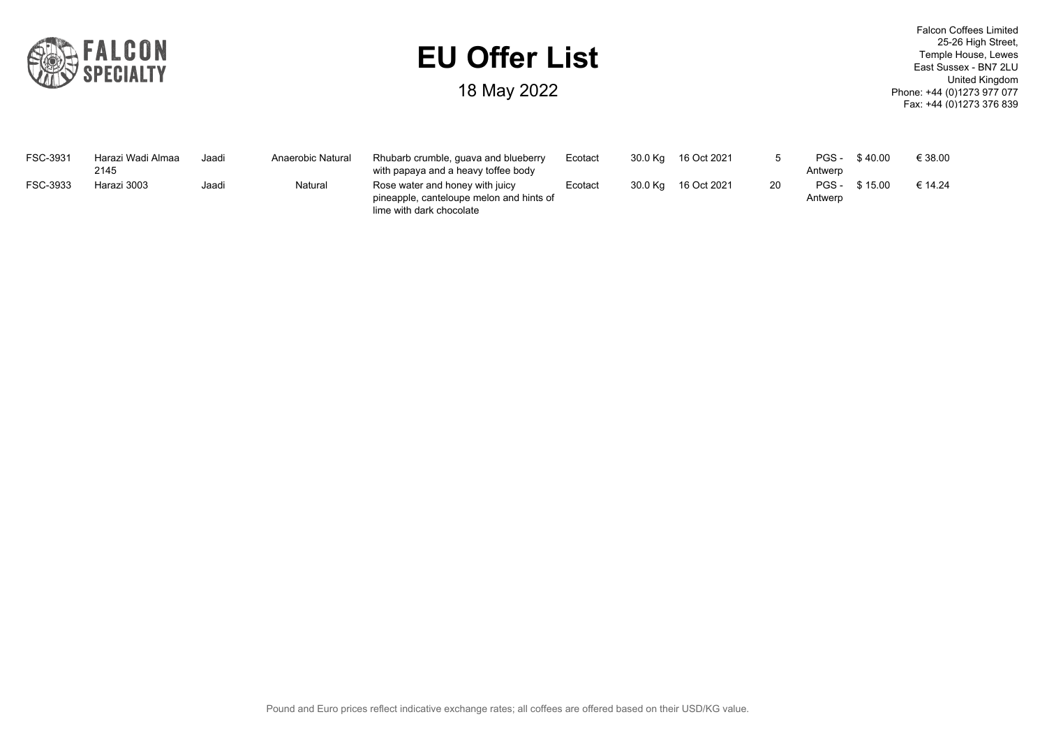# EU Offer List

18 May 2022

Falcon Coffees Limited
25-26 High Street,
Temple House, Lewes
East Sussex - BN7 2LU
United Kingdom
Phone: +44 (0)1273 977 077
Fax: +44 (0)1273 376 839

| | | | | | | | | | | | |
|---|---|---|---|---|---|---|---|---|---|---|---|
| FSC-3931 | Harazi Wadi Almaa 2145 | Jaadi | Anaerobic Natural | Rhubarb crumble, guava and blueberry with papaya and a heavy toffee body | Ecotact | 30.0 Kg | 16 Oct 2021 | 5 | PGS - Antwerp | $ 40.00 | € 38.00 |
| FSC-3933 | Harazi 3003 | Jaadi | Natural | Rose water and honey with juicy pineapple, canteloupe melon and hints of lime with dark chocolate | Ecotact | 30.0 Kg | 16 Oct 2021 | 20 | PGS - Antwerp | $ 15.00 | € 14.24 |

Pound and Euro prices reflect indicative exchange rates; all coffees are offered based on their USD/KG value.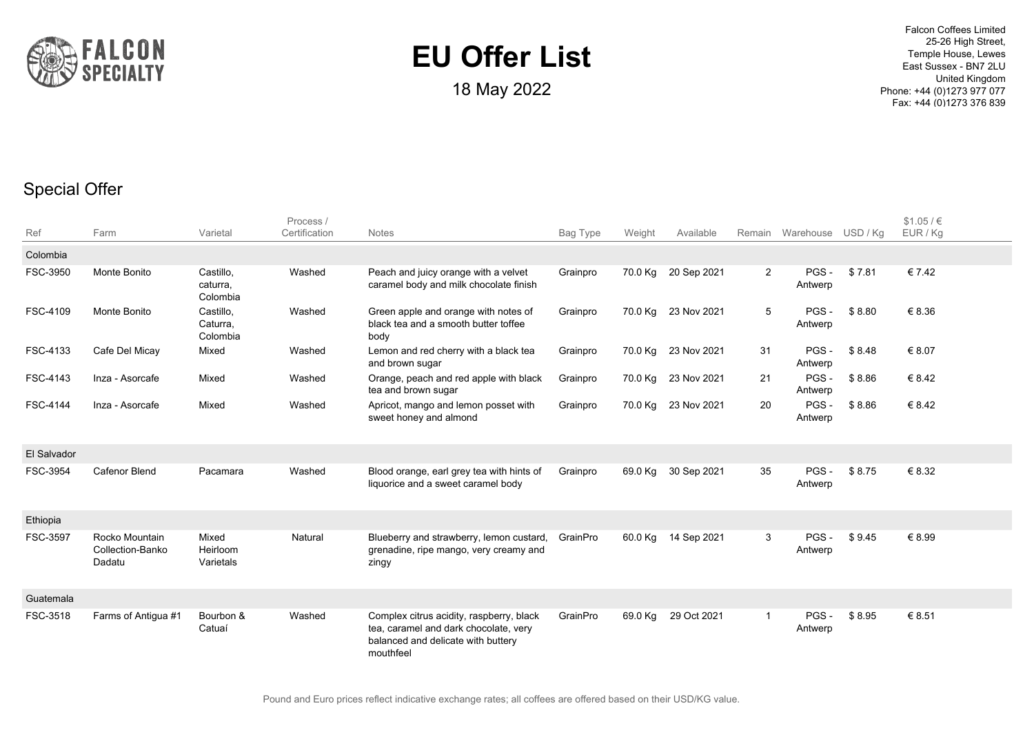# EU Offer List

18 May 2022

Falcon Coffees Limited
25-26 High Street,
Temple House, Lewes
East Sussex - BN7 2LU
United Kingdom
Phone: +44 (0)1273 977 077
Fax: +44 (0)1273 376 839

## Special Offer

| Ref | Farm | Varietal | Process / Certification | Notes | Bag Type | Weight | Available | Remain | Warehouse | USD / Kg | $1.05 / € EUR / Kg |
|---|---|---|---|---|---|---|---|---|---|---|---|
| **Colombia** | | | | | | | | | | | |
| FSC-3950 | Monte Bonito | Castillo, caturra, Colombia | Washed | Peach and juicy orange with a velvet caramel body and milk chocolate finish | Grainpro | 70.0 Kg | 20 Sep 2021 | 2 | PGS - Antwerp | $ 7.81 | € 7.42 |
| FSC-4109 | Monte Bonito | Castillo, Caturra, Colombia | Washed | Green apple and orange with notes of black tea and a smooth butter toffee body | Grainpro | 70.0 Kg | 23 Nov 2021 | 5 | PGS - Antwerp | $ 8.80 | € 8.36 |
| FSC-4133 | Cafe Del Micay | Mixed | Washed | Lemon and red cherry with a black tea and brown sugar | Grainpro | 70.0 Kg | 23 Nov 2021 | 31 | PGS - Antwerp | $ 8.48 | € 8.07 |
| FSC-4143 | Inza - Asorcafe | Mixed | Washed | Orange, peach and red apple with black tea and brown sugar | Grainpro | 70.0 Kg | 23 Nov 2021 | 21 | PGS - Antwerp | $ 8.86 | € 8.42 |
| FSC-4144 | Inza - Asorcafe | Mixed | Washed | Apricot, mango and lemon posset with sweet honey and almond | Grainpro | 70.0 Kg | 23 Nov 2021 | 20 | PGS - Antwerp | $ 8.86 | € 8.42 |
| **El Salvador** | | | | | | | | | | | |
| FSC-3954 | Cafenor Blend | Pacamara | Washed | Blood orange, earl grey tea with hints of liquorice and a sweet caramel body | Grainpro | 69.0 Kg | 30 Sep 2021 | 35 | PGS - Antwerp | $ 8.75 | € 8.32 |
| **Ethiopia** | | | | | | | | | | | |
| FSC-3597 | Rocko Mountain Collection-Banko Dadatu | Mixed Heirloom Varietals | Natural | Blueberry and strawberry, lemon custard, grenadine, ripe mango, very creamy and zingy | GrainPro | 60.0 Kg | 14 Sep 2021 | 3 | PGS - Antwerp | $ 9.45 | € 8.99 |
| **Guatemala** | | | | | | | | | | | |
| FSC-3518 | Farms of Antigua #1 | Bourbon & Catuaí | Washed | Complex citrus acidity, raspberry, black tea, caramel and dark chocolate, very balanced and delicate with buttery mouthfeel | GrainPro | 69.0 Kg | 29 Oct 2021 | 1 | PGS - Antwerp | $ 8.95 | € 8.51 |

Pound and Euro prices reflect indicative exchange rates; all coffees are offered based on their USD/KG value.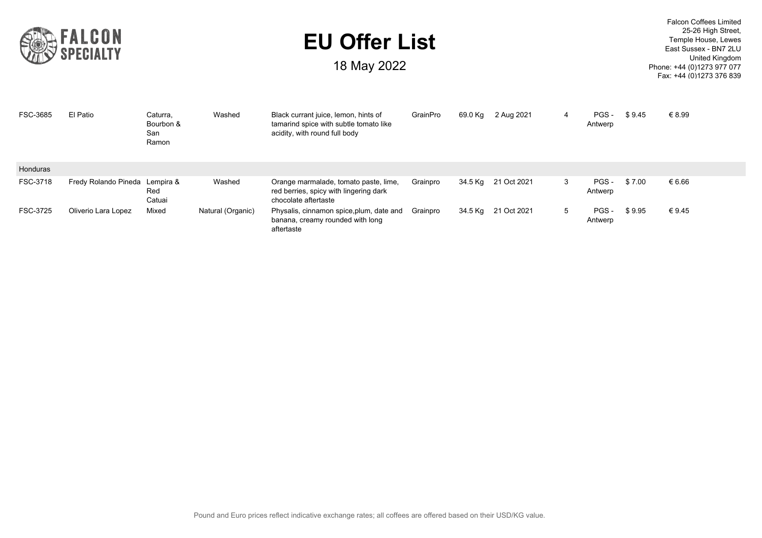# EU Offer List

18 May 2022

Falcon Coffees Limited
25-26 High Street,
Temple House, Lewes
East Sussex - BN7 2LU
United Kingdom
Phone: +44 (0)1273 977 077
Fax: +44 (0)1273 376 839

| | | | | | | | | | | | |
|---|---|---|---|---|---|---|---|---|---|---|---|
| FSC-3685 | El Patio | Caturra, Bourbon & San Ramon | Washed | Black currant juice, lemon, hints of tamarind spice with subtle tomato like acidity, with round full body | GrainPro | 69.0 Kg | 2 Aug 2021 | 4 | PGS - Antwerp | $ 9.45 | € 8.99 |
| Honduras | | | | | | | | | | | |
| FSC-3718 | Fredy Rolando Pineda | Lempira & Red Catuai | Washed | Orange marmalade, tomato paste, lime, red berries, spicy with lingering dark chocolate aftertaste | Grainpro | 34.5 Kg | 21 Oct 2021 | 3 | PGS - Antwerp | $ 7.00 | € 6.66 |
| FSC-3725 | Oliverio Lara Lopez | Mixed | Natural (Organic) | Physalis, cinnamon spice,plum, date and banana, creamy rounded with long aftertaste | Grainpro | 34.5 Kg | 21 Oct 2021 | 5 | PGS - Antwerp | $ 9.95 | € 9.45 |

Pound and Euro prices reflect indicative exchange rates; all coffees are offered based on their USD/KG value.